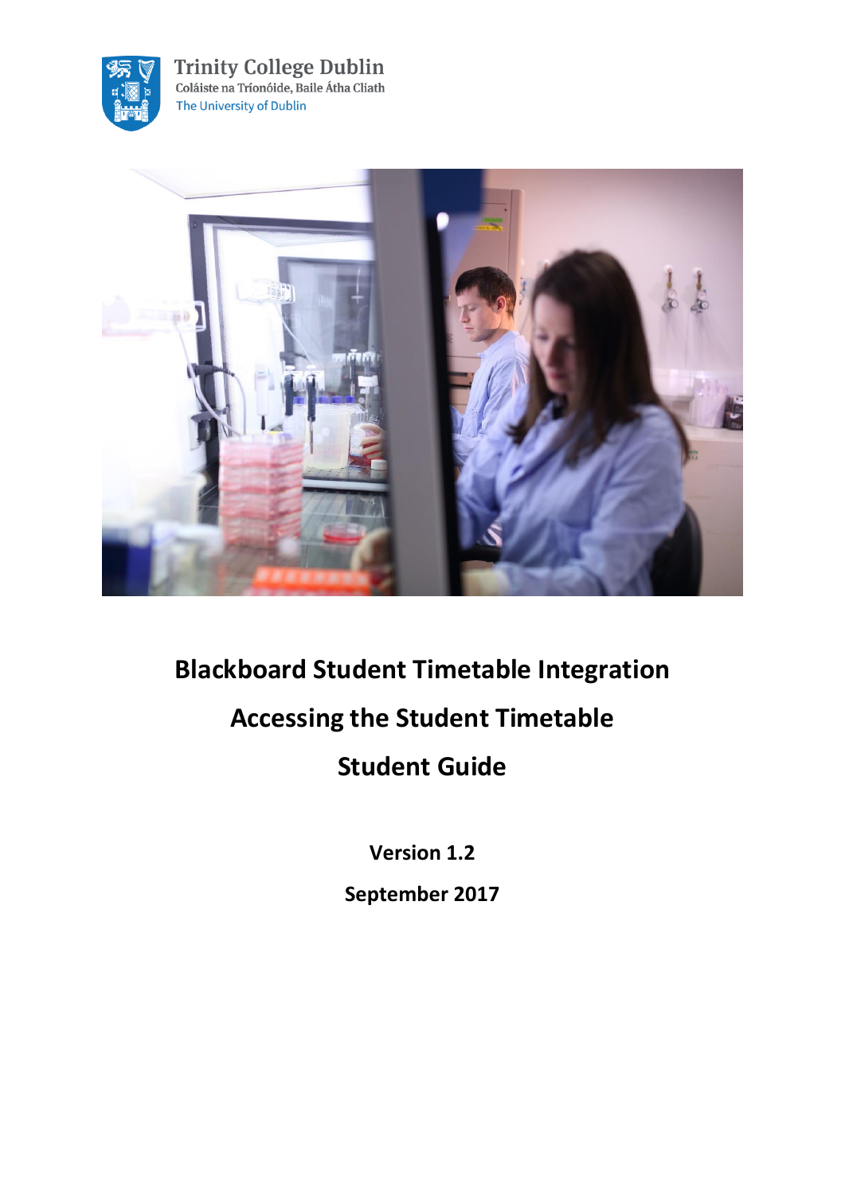Trinity College Dublin
Coláiste na Tríonóide, Baile Átha Cliath
The University of Dublin

# Blackboard Student Timetable Integration

# Accessing the Student Timetable

# Student Guide

**Version 1.2**

**September 2017**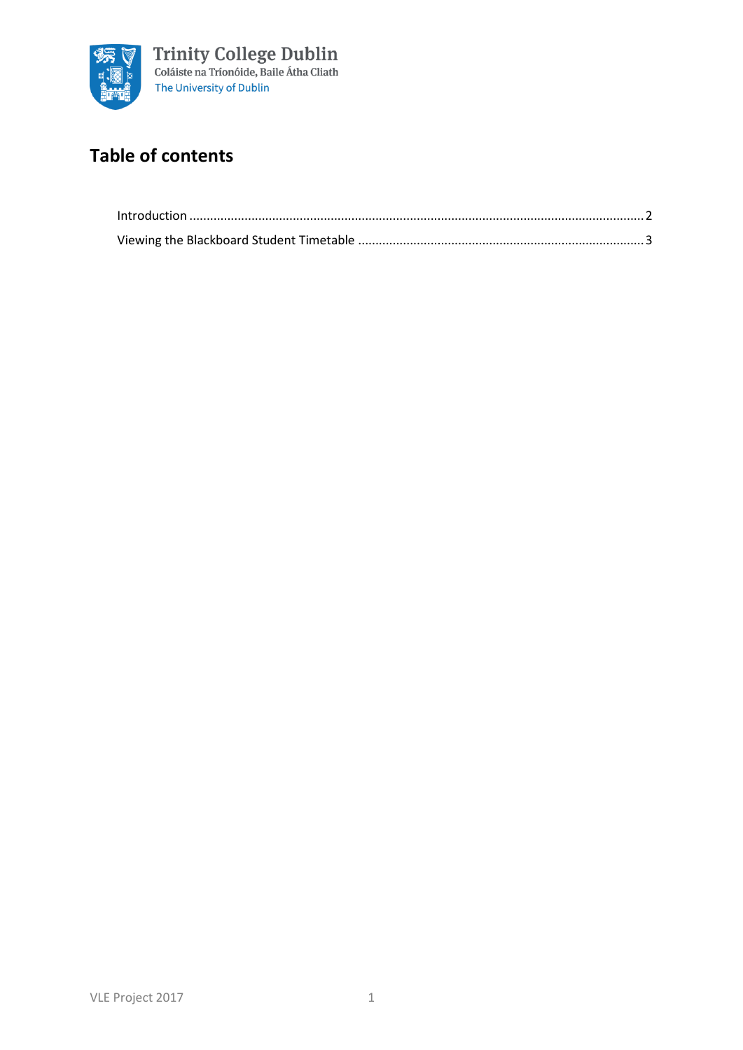Trinity College Dublin
Coláiste na Tríonóide, Baile Átha Cliath
The University of Dublin

# Table of contents

Introduction ........................................................................................................................ 2

Viewing the Blackboard Student Timetable ........................................................................ 3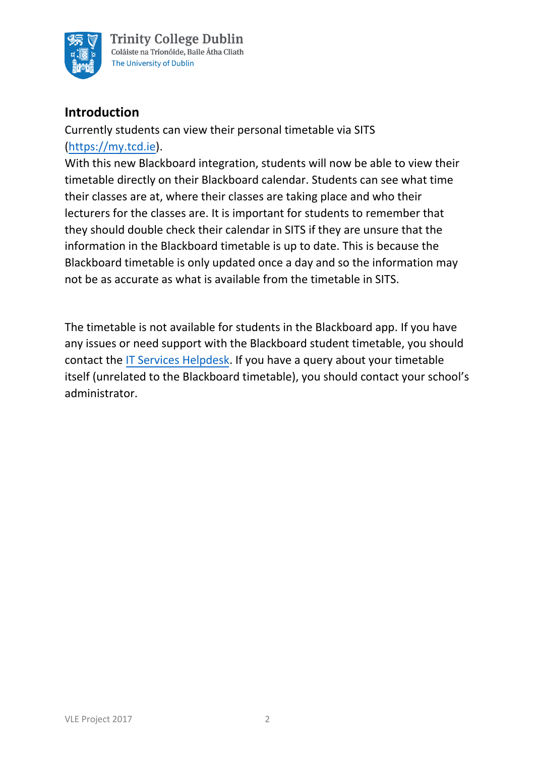## Introduction

Currently students can view their personal timetable via SITS (https://my.tcd.ie).

With this new Blackboard integration, students will now be able to view their timetable directly on their Blackboard calendar. Students can see what time their classes are at, where their classes are taking place and who their lecturers for the classes are. It is important for students to remember that they should double check their calendar in SITS if they are unsure that the information in the Blackboard timetable is up to date. This is because the Blackboard timetable is only updated once a day and so the information may not be as accurate as what is available from the timetable in SITS.

The timetable is not available for students in the Blackboard app. If you have any issues or need support with the Blackboard student timetable, you should contact the IT Services Helpdesk. If you have a query about your timetable itself (unrelated to the Blackboard timetable), you should contact your school's administrator.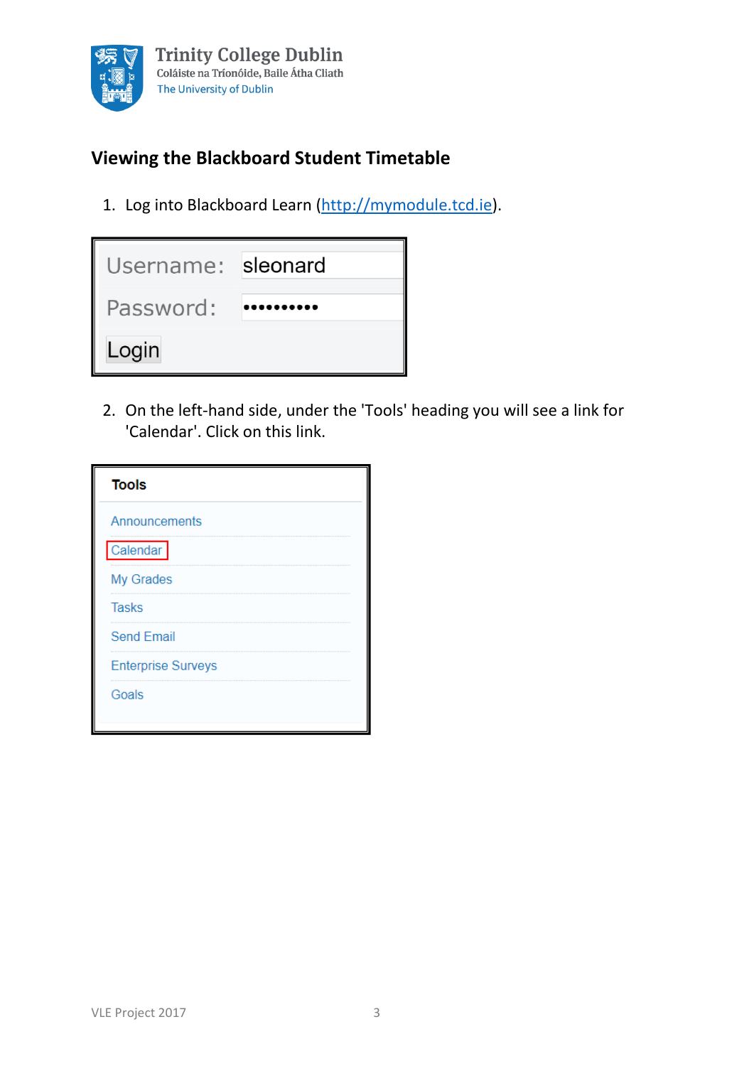## Viewing the Blackboard Student Timetable

1. Log into Blackboard Learn (http://mymodule.tcd.ie).

Username: sleonard
Password: ••••••••••
Login

2. On the left-hand side, under the 'Tools' heading you will see a link for 'Calendar'. Click on this link.

**Tools**

- Announcements
- Calendar
- My Grades
- Tasks
- Send Email
- Enterprise Surveys
- Goals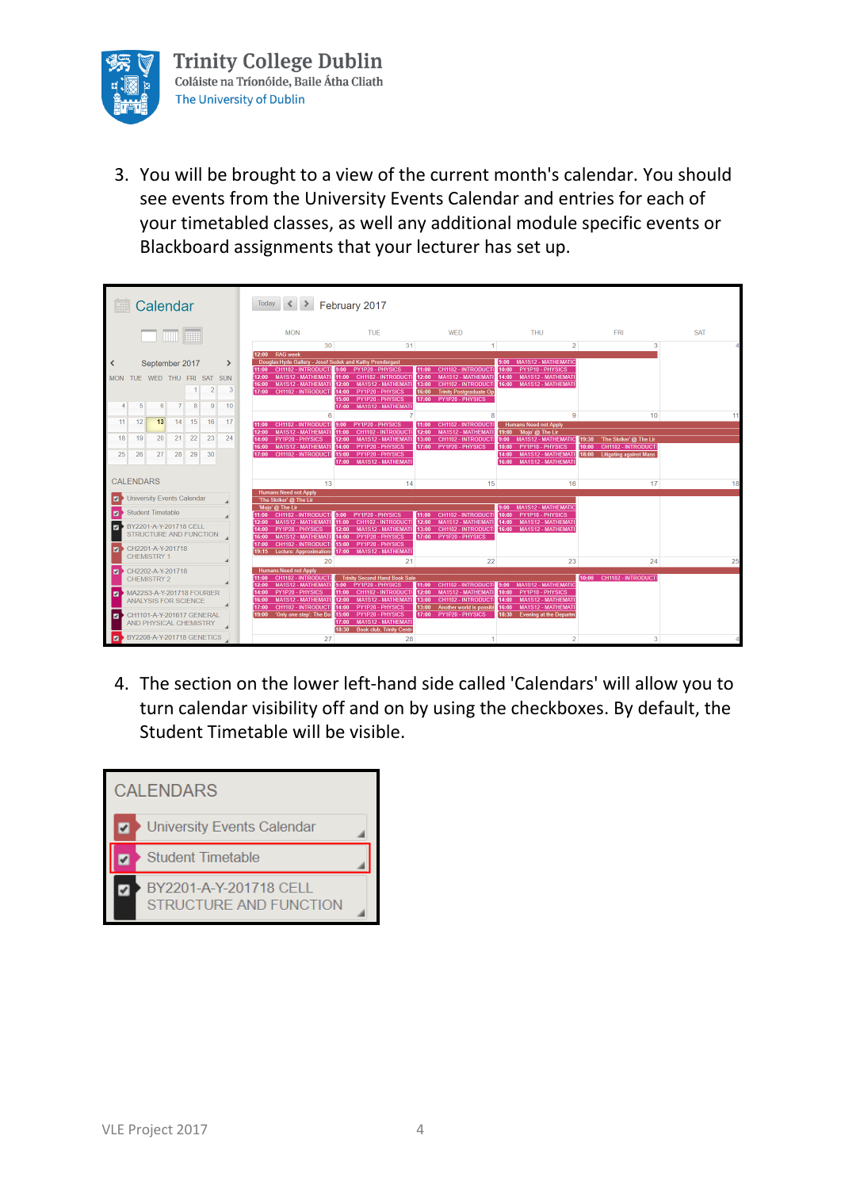3. You will be brought to a view of the current month's calendar. You should see events from the University Events Calendar and entries for each of your timetabled classes, as well any additional module specific events or Blackboard assignments that your lecturer has set up.

4. The section on the lower left-hand side called 'Calendars' will allow you to turn calendar visibility off and on by using the checkboxes. By default, the Student Timetable will be visible.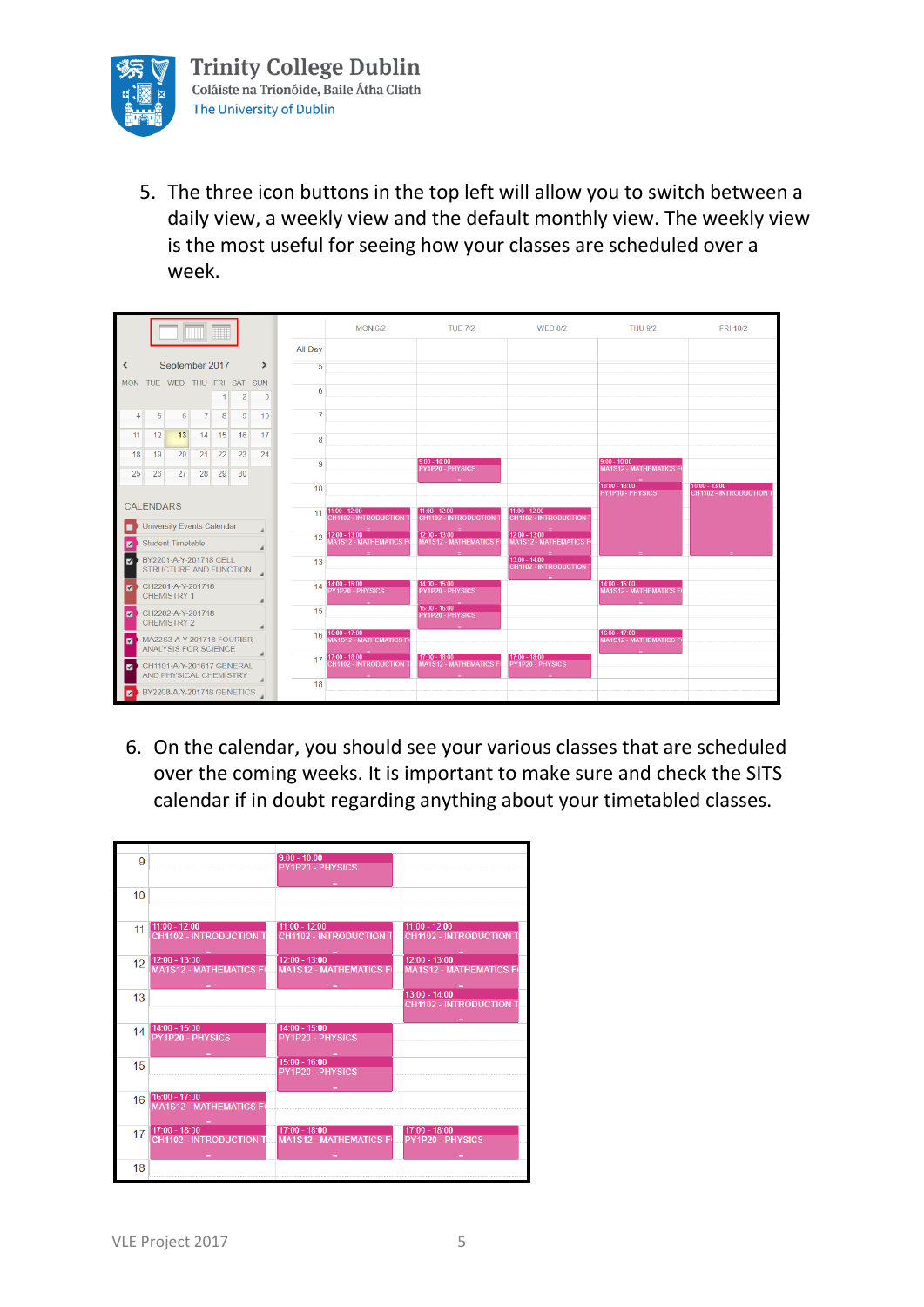5. The three icon buttons in the top left will allow you to switch between a daily view, a weekly view and the default monthly view. The weekly view is the most useful for seeing how your classes are scheduled over a week.

6. On the calendar, you should see your various classes that are scheduled over the coming weeks. It is important to make sure and check the SITS calendar if in doubt regarding anything about your timetabled classes.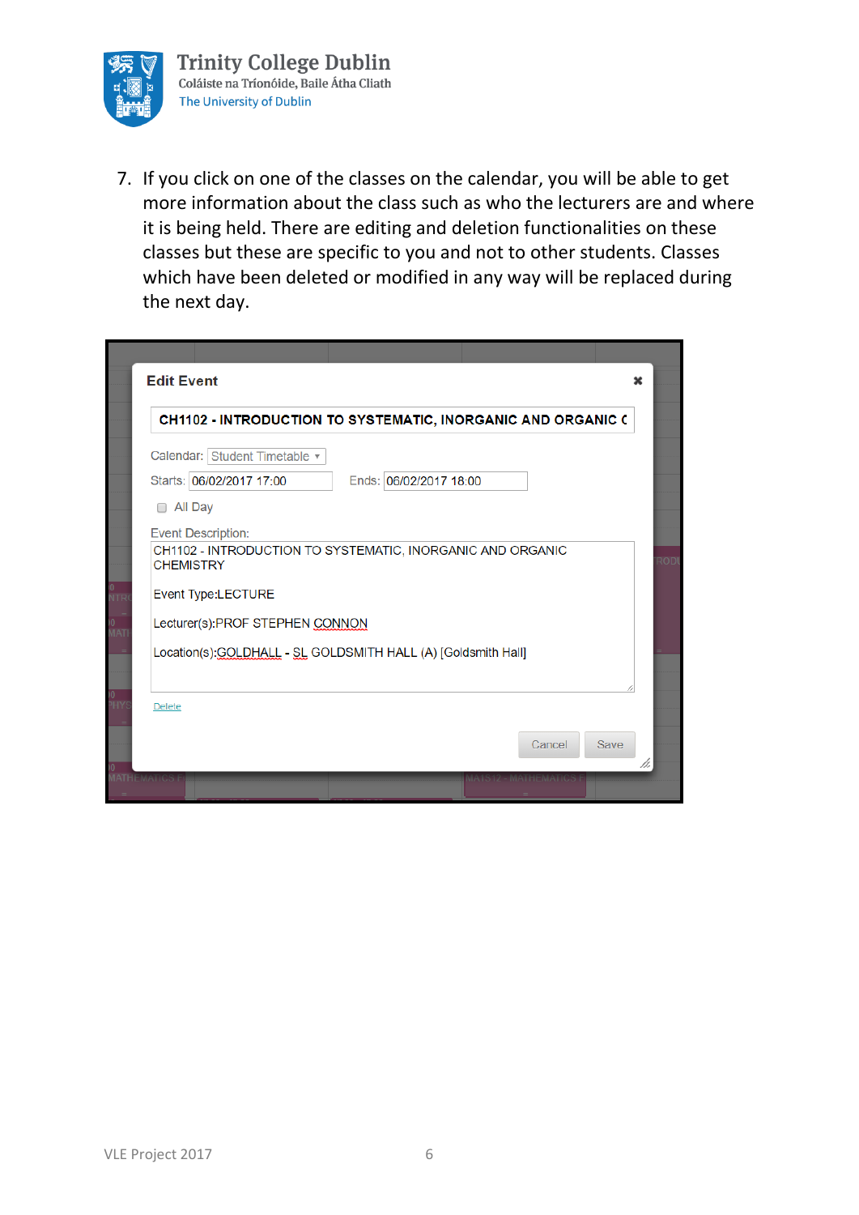7. If you click on one of the classes on the calendar, you will be able to get more information about the class such as who the lecturers are and where it is being held. There are editing and deletion functionalities on these classes but these are specific to you and not to other students. Classes which have been deleted or modified in any way will be replaced during the next day.

Edit Event

CH1102 - INTRODUCTION TO SYSTEMATIC, INORGANIC AND ORGANIC C

Calendar: Student Timetable

Starts: 06/02/2017 17:00 Ends: 06/02/2017 18:00

All Day

Event Description:

CH1102 - INTRODUCTION TO SYSTEMATIC, INORGANIC AND ORGANIC CHEMISTRY

Event Type:LECTURE

Lecturer(s):PROF STEPHEN CONNON

Location(s):GOLDHALL - SL GOLDSMITH HALL (A) [Goldsmith Hall]

Delete

Cancel Save